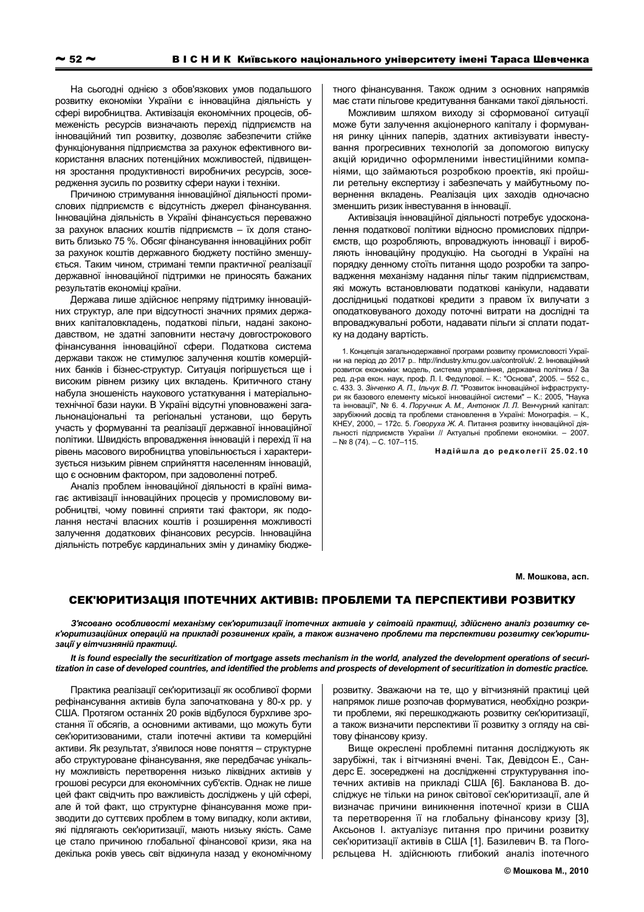На сьогодні однією з обов'язкових умов подальшого розвитку економіки України є інноваційна діяльність у сфері виробництва. Активізація економічних процесів, обмеженість ресурсів визначають перехід підприємств на інноваційний тип розвитку, дозволяє забезпечити стійке функціонування підприємства за рахунок ефективного використання власних потенційних можливостей, підвищення зростання продуктивності виробничих ресурсів, зосередження зусиль по розвитку сфери науки і техніки.

Причиною стримування інноваційної діяльності промислових підприємств є відсутність джерел фінансування. Інноваційна діяльність в Україні фінансується переважно за рахунок власних коштів підприємств – їх доля становить близько 75 %. Обсяг фінансування інноваційних робіт за рахунок коштів державного бюджету постійно зменшується. Таким чином, стримані темпи практичної реалізації державної інноваційної підтримки не приносять бажаних результатів економіці країни.

Держава лише здійснює непряму підтримку інноваційних структур, але при відсутності значних прямих державних капіталовкладень, податкові пільги, надані законодавством, не здатні заповнити нестачу довгострокового фінансування інноваційної сфери. Податкова система держави також не стимулює залучення коштів комерційних банків і бізнес-структур. Ситуація погіршується ще і високим рівнем ризику цих вкладень. Критичного стану набула зношеність наукового устаткування і матеріально-технічної бази науки. В Україні відсутні уповноважені загальнонаціональні та регіональні установи, що беруть участь у формуванні та реалізації державної інноваційної політики. Швидкість впровадження інновацій і перехід її на рівень масового виробництва уповільнюється і характеризується низьким рівнем сприйняття населенням інновацій, що є основним фактором, при задоволенні потреб.

Аналіз проблем інноваційної діяльності в країні вимагає активізації інноваційних процесів у промисловому виробництві, чому повинні сприяти такі фактори, як подолання нестачі власних коштів і розширення можливості залучення додаткових фінансових ресурсів. Інноваційна діяльність потребує кардинальних змін у динаміку бюджетного фінансування. Також одним з основних напрямків має стати пільгове кредитування банками такої діяльності.

Можливим шляхом виходу зі сформованої ситуації може бути залучення акціонерного капіталу і формування ринку цінних паперів, здатних активізувати інвестування прогресивних технологій за допомогою випуску акцій юридично оформленими інвестиційними компаніями, що займаються розробкою проектів, які пройшли ретельну експертизу і забезпечать у майбутньому повернення вкладень. Реалізація цих заходів одночасно зменшить ризик інвестування в інновації.

Активізація інноваційної діяльності потребує удосконалення податкової політики відносно промислових підприємств, що розробляють, впроваджують інновації і виробляють інноваційну продукцію. На сьогодні в Україні на порядку денному стоїть питання щодо розробки та запровадження механізму надання пільг таким підприємствам, які можуть встановлювати податкові канікули, надавати дослідницькі податкові кредити з правом їх вилучати з оподатковуваного доходу поточні витрати на дослідні та впроваджувальні роботи, надавати пільги зі сплати податку на додану вартість.

1. Концепція загальнодержавної програми розвитку промисловості України на період до 2017 р.. http://industry.kmu.gov.ua/control/uk/. 2. Інноваційний розвиток економіки: модель, система управління, державна політика / За ред. д-ра екон. наук, проф. Л. І. Федулової. – К.: "Основа", 2005. – 552 с., с. 433. 3. *Зінченко А. П., Ільчук В. П.* "Розвиток інноваційної інфраструктури як базового елементу міської інноваційної системи" – К.: 2005, "Наука та інновації", № 6. 4. *Поручник А. М., Антонюк Л. Л.* Венчурний капітал: зарубіжний досвід та проблеми становлення в Україні: Монографія. – К., КНЕУ, 2000, – 172с. 5. *Говоруха Ж. А.* Питання розвитку інноваційної діяльності підприємств України // Актуальні проблеми економіки. – 2007. – № 8 (74). – С. 107–115.

**Надійшла до редколегії 25.02.10**

**М. Мошкова, асп.**

## СЕК'ЮРИТИЗАЦІЯ ІПОТЕЧНИХ АКТИВІВ: ПРОБЛЕМИ ТА ПЕРСПЕКТИВИ РОЗВИТКУ

***З'ясовано особливості механізму сек'юритизації іпотечних активів у світовій практиці, здійснено аналіз розвитку сек'юритизаційних операцій на прикладі розвинених країн, а також визначено проблеми та перспективи розвитку сек'юритизації у вітчизняній практиці.***

***It is found especially the securitization of mortgage assets mechanism in the world, analyzed the development operations of securitization in case of developed countries, and identified the problems and prospects of development of securitization in domestic practice.***

Практика реалізації сек'юритизації як особливої форми рефінансування активів була започаткована у 80-х рр. у США. Протягом останніх 20 років відбулося бурхливе зростання її обсягів, а основними активами, що можуть бути сек'юритизованими, стали іпотечні активи та комерційні активи. Як результат, з'явилося нове поняття – структурне або структуроване фінансування, яке передбачає унікальну можливість перетворення низько ліквідних активів у грошові ресурси для економічних суб'єктів. Однак не лише цей факт свідчить про важливість досліджень у цій сфері, але й той факт, що структурне фінансування може призводити до суттєвих проблем в тому випадку, коли активи, які підлягають сек'юритизації, мають низьку якість. Саме це стало причиною глобальної фінансової кризи, яка на декілька років увесь світ відкинула назад у економічному розвитку. Зважаючи на те, що у вітчизняній практиці цей напрямок лише розпочав формуватися, необхідно розкрити проблеми, які перешкоджають розвитку сек'юритизації, а також визначити перспективи її розвитку з огляду на світову фінансову кризу.

Вище окреслені проблемні питання досліджують як зарубіжні, так і вітчизняні вчені. Так, Девідсон Е., Сандерс Е. зосереджені на дослідженні структурування іпотечних активів на прикладі США [6]. Бакланова В. досліджує не тільки на ринок світової сек'юритизації, але й визначає причини виникнення іпотечної кризи в США та перетворення її на глобальну фінансову кризу [3], Аксьонов І. актуалізує питання про причини розвитку сек'юритизації активів в США [1]. Базилевич В. та Погорєльцева Н. здійснюють глибокий аналіз іпотечного

© Мошкова М., 2010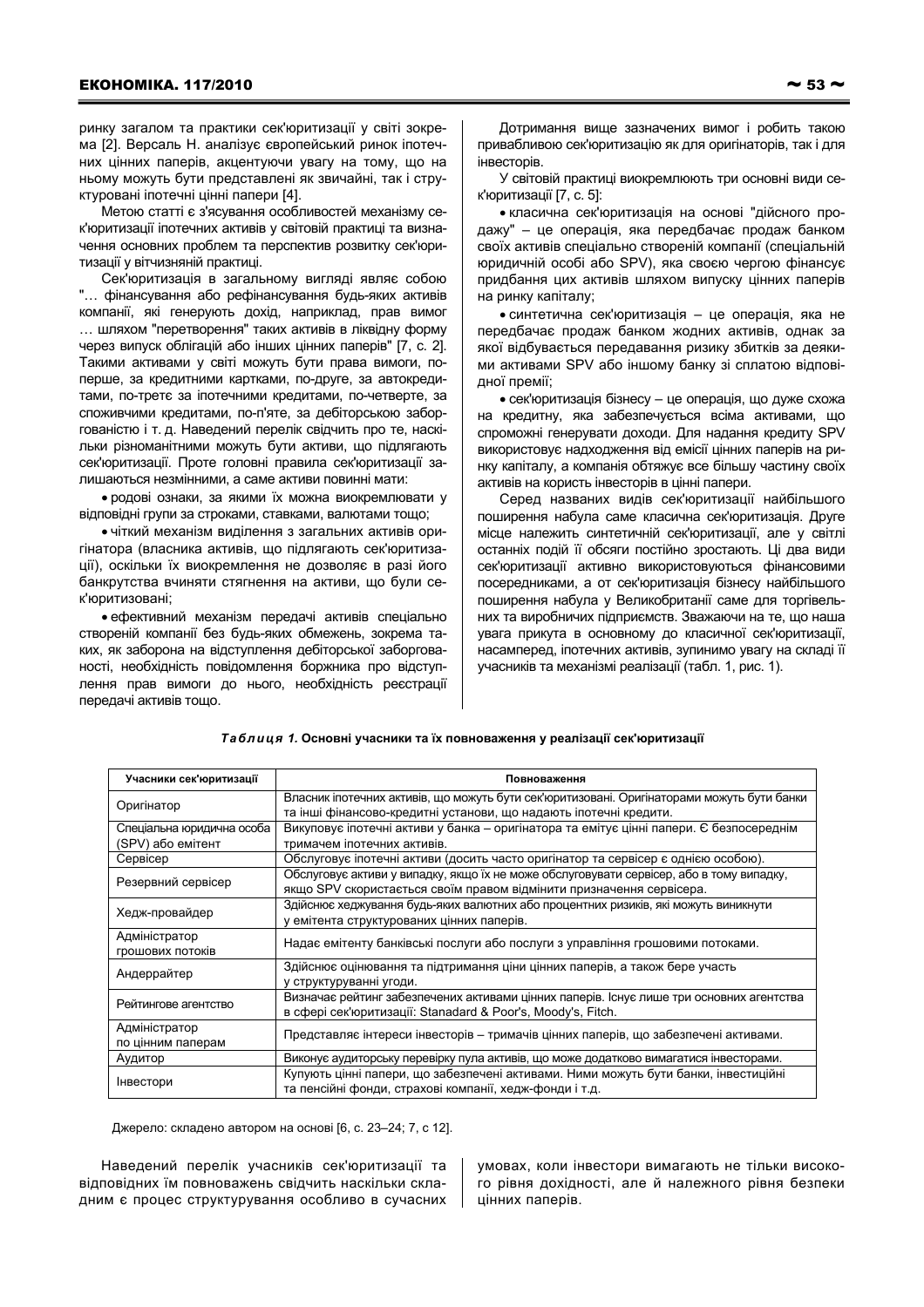ринку загалом та практики сек'юритизації у світі зокрема [2]. Версаль Н. аналізує європейський ринок іпотечних цінних паперів, акцентуючи увагу на тому, що на ньому можуть бути представлені як звичайні, так і структуровані іпотечні цінні папери [4].

Метою статті є з'ясування особливостей механізму сек'юритизації іпотечних активів у світовій практиці та визначення основних проблем та перспектив розвитку сек'юритизації у вітчизняній практиці.

Сек'юритизація в загальному вигляді являє собою "… фінансування або рефінансування будь-яких активів компанії, які генерують дохід, наприклад, прав вимог … шляхом "перетворення" таких активів в ліквідну форму через випуск облігацій або інших цінних паперів" [7, с. 2]. Такими активами у світі можуть бути права вимоги, по-перше, за кредитними картками, по-друге, за автокредитами, по-третє за іпотечними кредитами, по-четверте, за споживчими кредитами, по-п'яте, за дебіторською заборгованістю і т. д. Наведений перелік свідчить про те, наскільки різноманітними можуть бути активи, що підлягають сек'юритизації. Проте головні правила сек'юритизації залишаються незмінними, а саме активи повинні мати:

- родові ознаки, за якими їх можна виокремлювати у відповідні групи за строками, ставками, валютами тощо;
- чіткий механізм виділення з загальних активів оригінатора (власника активів, що підлягають сек'юритизації), оскільки їх виокремлення не дозволяє в разі його банкрутства вчиняти стягнення на активи, що були сек'юритизовані;
- ефективний механізм передачі активів спеціально створеній компанії без будь-яких обмежень, зокрема таких, як заборона на відступлення дебіторської заборгованості, необхідність повідомлення боржника про відступлення прав вимоги до нього, необхідність реєстрації передачі активів тощо.

Дотримання вище зазначених вимог і робить такою привабливою сек'юритизацію як для оригінаторів, так і для інвесторів.

У світовій практиці виокремлюють три основні види сек'юритизації [7, с. 5]:

- класична сек'юритизація на основі "дійсного продажу" – це операція, яка передбачає продаж банком своїх активів спеціально створеній компанії (спеціальній юридичній особі або SPV), яка своєю чергою фінансує придбання цих активів шляхом випуску цінних паперів на ринку капіталу;
- синтетична сек'юритизація – це операція, яка не передбачає продаж банком жодних активів, однак за якої відбувається передавання ризику збитків за деякими активами SPV або іншому банку зі сплатою відповідної премії;
- сек'юритизація бізнесу – це операція, що дуже схожа на кредитну, яка забезпечується всіма активами, що спроможні генерувати доходи. Для надання кредиту SPV використовує надходження від емісії цінних паперів на ринку капіталу, а компанія обтяжує все більшу частину своїх активів на користь інвесторів в цінні папери.

Серед названих видів сек'юритизації найбільшого поширення набула саме класична сек'юритизація. Друге місце належить синтетичній сек'юритизації, але у світлі останніх подій її обсяги постійно зростають. Ці два види сек'юритизації активно використовуються фінансовими посередниками, а от сек'юритизація бізнесу найбільшого поширення набула у Великобританії саме для торгівельних та виробничих підприємств. Зважаючи на те, що наша увага прикута в основному до класичної сек'юритизації, насамперед, іпотечних активів, зупинимо увагу на складі її учасників та механізмі реалізації (табл. 1, рис. 1).

***Таблиця 1.*** **Основні учасники та їх повноваження у реалізації сек'юритизації**

| Учасники сек'юритизації | Повноваження |
|---|---|
| Оригінатор | Власник іпотечних активів, що можуть бути сек'юритизовані. Оригінаторами можуть бути банки та інші фінансово-кредитні установи, що надають іпотечні кредити. |
| Спеціальна юридична особа (SPV) або емітент | Викуповує іпотечні активи у банка – оригінатора та емітує цінні папери. Є безпосереднім тримачем іпотечних активів. |
| Сервісер | Обслуговує іпотечні активи (досить часто оригінатор та сервісер є однією особою). |
| Резервний сервісер | Обслуговує активи у випадку, якщо їх не може обслуговувати сервісер, або в тому випадку, якщо SPV скористається своїм правом відмінити призначення сервісера. |
| Хедж-провайдер | Здійснює хеджування будь-яких валютних або процентних ризиків, які можуть виникнути у емітента структурованих цінних паперів. |
| Адміністратор грошових потоків | Надає емітенту банківські послуги або послуги з управління грошовими потоками. |
| Андеррайтер | Здійснює оцінювання та підтримання ціни цінних паперів, а також бере участь у структуруванні угоди. |
| Рейтингове агентство | Визначає рейтинг забезпечених активами цінних паперів. Існує лише три основних агентства в сфері сек'юритизації: Stanadard & Poor's, Moody's, Fitch. |
| Адміністратор по цінним паперам | Представляє інтереси інвесторів – тримачів цінних паперів, що забезпечені активами. |
| Аудитор | Виконує аудиторську перевірку пула активів, що може додатково вимагатися інвесторами. |
| Інвестори | Купують цінні папери, що забезпечені активами. Ними можуть бути банки, інвестиційні та пенсійні фонди, страхові компанії, хедж-фонди і т.д. |

Джерело: складено автором на основі [6, с. 23–24; 7, с 12].

Наведений перелік учасників сек'юритизації та відповідних їм повноважень свідчить наскільки складним є процес структурування особливо в сучасних умовах, коли інвестори вимагають не тільки високого рівня дохідності, але й належного рівня безпеки цінних паперів.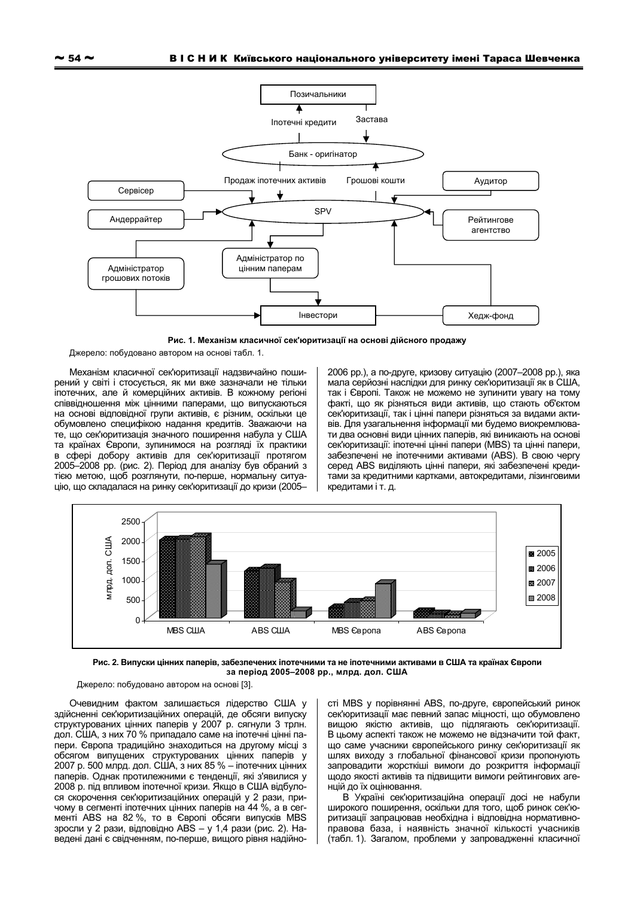**Рис. 1. Механізм класичної сек'юритизації на основі дійсного продажу**

Джерело: побудовано автором на основі табл. 1.

Механізм класичної сек'юритизації надзвичайно поширений у світі і стосується, як ми вже зазначали не тільки іпотечних, але й комерційних активів. В кожному регіоні співвідношення між цінними паперами, що випускаються на основі відповідної групи активів, є різним, оскільки це обумовлено специфікою надання кредитів. Зважаючи на те, що сек'юритизація значного поширення набула у США та країнах Європи, зупинимося на розгляді їх практики в сфері добору активів для сек'юритизації протягом 2005–2008 рр. (рис. 2). Період для аналізу був обраний з тією метою, щоб розглянути, по-перше, нормальну ситуацію, що складалася на ринку сек'юритизації до кризи (2005–2006 рр.), а по-друге, кризову ситуацію (2007–2008 рр.), яка мала серйозні наслідки для ринку сек'юритизації як в США, так і Європі. Також не можемо не зупинити увагу на тому факті, що як різняться види активів, що стають об'єктом сек'юритизації, так і цінні папери різняться за видами активів. Для узагальнення інформації ми будемо виокремлювати два основні види цінних паперів, які виникають на основі сек'юритизації: іпотечні цінні папери (MBS) та цінні папери, забезпечені не іпотечними активами (ABS). В свою чергу серед ABS виділяють цінні папери, які забезпечені кредитами за кредитними картками, автокредитами, лізинговими кредитами і т. д.

**Рис. 2. Випуски цінних паперів, забезпечених іпотечними та не іпотечними активами в США та країнах Європи за період 2005–2008 рр., млрд. дол. США**

Джерело: побудовано автором на основі [3].

Очевидним фактом залишається лідерство США у здійсненні сек'юритизаційних операцій, де обсяги випуску структурованих цінних паперів у 2007 р. сягнули 3 трлн. дол. США, з них 70 % припадало саме на іпотечні цінні папери. Європа традиційно знаходиться на другому місці з обсягом випущених структурованих цінних паперів у 2007 р. 500 млрд. дол. США, з них 85 % – іпотечних цінних паперів. Однак протилежними є тенденції, які з'явилися у 2008 р. під впливом іпотечної кризи. Якщо в США відбулося скорочення сек'юритизаційних операцій у 2 рази, причому в сегменті іпотечних цінних паперів на 44 %, а в сегменті ABS на 82 %, то в Європі обсяги випусків MBS зросли у 2 рази, відповідно ABS – у 1,4 рази (рис. 2). Наведені дані є свідченням, по-перше, вищого рівня надійності MBS у порівнянні ABS, по-друге, європейський ринок сек'юритизації має певний запас міцності, що обумовлено вищою якістю активів, що підлягають сек'юритизації. В цьому аспекті також не можемо не відзначити той факт, що саме учасники європейського ринку сек'юритизації як шлях виходу з глобальної фінансової кризи пропонують запровадити жорсткіші вимоги до розкриття інформації щодо якості активів та підвищити вимоги рейтингових агенцій до їх оцінювання.

В Україні сек'юритизаційна операції досі не набули широкого поширення, оскільки для того, щоб ринок сек'юритизації запрацював необхідна і відповідна нормативно-правова база, і наявність значної кількості учасників (табл. 1). Загалом, проблеми у запровадженні класичної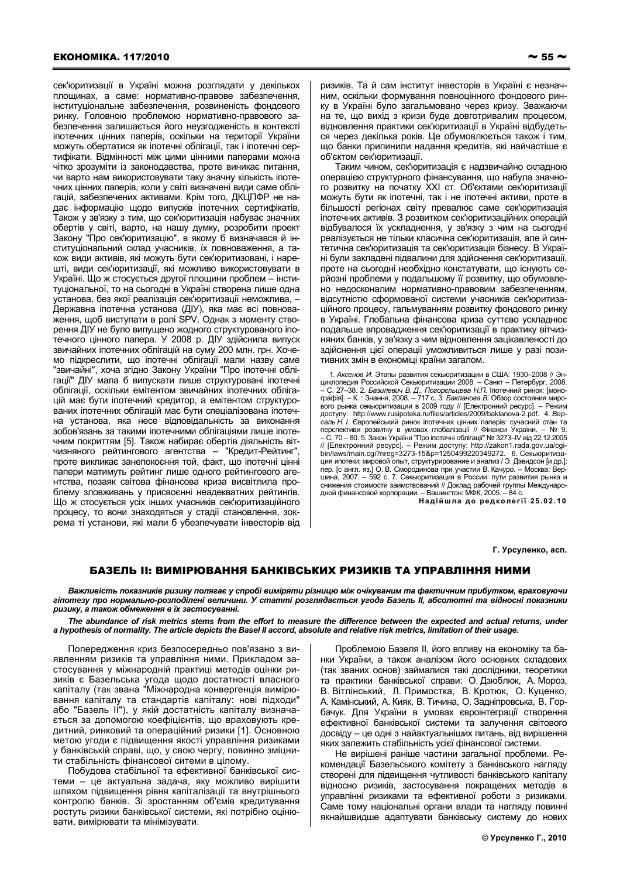сек'юритизації в Україні можна розглядати у декількох площинах, а саме: нормативно-правове забезпечення, інституціональне забезпечення, розвиненість фондового ринку. Головною проблемою нормативно-правового забезпечення залишається його неузгодженість в контексті іпотечних цінних паперів, оскільки на території України можуть обертатися як іпотечні облігації, так і іпотечні сертифікати. Відмінності між цими цінними паперами можна чітко зрозуміти із законодавства, проте виникає питання, чи варто нам використовувати таку значну кількість іпотечних цінних паперів, коли у світі визначені види саме облігацій, забезпечених активами. Крім того, ДКЦПФР не надає інформацію щодо випусків іпотечних сертифікатів. Також у зв'язку з тим, що сек'юритизація набуває значних обертів у світі, варто, на нашу думку, розробити проект Закону "Про сек'юритизацію", в якому б визначався й інституційний склад учасників, їх повноваження, а також види активів, які можуть бути сек'юритизовані, і нарешті, види сек'юритизації, які можливо використовувати в Україні. Що ж стосується другої площини проблем – інституціональної, то на сьогодні в Україні створена лише одна установа, без якої реалізація сек'юритизації неможлива, – Державна іпотечна установа (ДІУ), яка має всі повноваження, щоб виступати в ролі SPV. Однак з моменту створення ДІУ не було випущено жодного структурованого іпотечного цінного папера. У 2008 р. ДІУ здійснила випуск звичайних іпотечних облігацій на суму 200 млн. грн. Хочемо підкреслити, що іпотечні облігації мали назву саме "звичайні", хоча згідно Закону України "Про іпотечні облігації" ДІУ мала б випускати лише структуровані іпотечні облігації, оскільки емітентом звичайних іпотечних облігацій має бути іпотечний кредитор, а емітентом структурованих іпотечних облігацій має бути спеціалізована іпотечна установа, яка несе відповідальність за виконання зобов'язань за такими іпотечними облігаціями лише іпотечним покриттям [5]. Також набирає обертів діяльність вітчизняного рейтингового агентства – "Кредит-Рейтинг", проте викликає занепокоєння той, факт, що іпотечні цінні папери матимуть рейтинг лише одного рейтингового агентства, позаяк світова фінансова криза висвітлила проблему зловживань у присвоєнні неадекватних рейтингів. Що ж стосується усіх інших учасників сек'юритизаційного процесу, то вони знаходяться у стадії становлення, зокрема ті установи, які мали б убезпечувати інвесторів від ризиків. Та й сам інститут інвесторів в Україні є незначним, оскільки формування повноцінного фондового ринку в Україні було загальмовано через кризу. Зважаючи на те, що вихід з кризи буде довготривалим процесом, відновлення практики сек'юритизації в Україні відбудеться через декілька років. Це обумовлюється також і тим, що банки припинили надання кредитів, які найчастіше є об'єктом сек'юритизації.

Таким чином, сек'юритизація є надзвичайно складною операцією структурного фінансування, що набула значного розвитку на початку XXI ст. Об'єктами сек'юритизації можуть бути як іпотечні, так і не іпотечні активи, проте в більшості регіонах світу превалює саме сек'юритизація іпотечних активів. З розвитком сек'юритизаційних операцій відбувалося їх ускладнення, у зв'язку з чим на сьогодні реалізується не тільки класична сек'юритизація, але й синтетична сек'юритизація та сек'юритизація бізнесу. В Україні були закладені підвалини для здійснення сек'юритизації, проте на сьогодні необхідно констатувати, що існують серйозні проблеми у подальшому її розвитку, що обумовлено недосконалим нормативно-правовим забезпеченням, відсутністю сформованої системи учасників сек'юритизаційного процесу, гальмуванням розвитку фондового ринку в Україні. Глобальна фінансова криза суттєво ускладнює подальше впровадження сек'юритизації в практику вітчизняних банків, у зв'язку з чим відновлення зацікавленості до здійснення цієї операції уможливиться лише у разі позитивних змін в економіці країни загалом.

1. *Аксенов И.* Этапы развития секьюритизации в США: 1930–2008 // Энциклопедия Российской Секьюритизации 2008. – Санкт – Петербург, 2008. – С. 27–38. 2. *Базилевич В. Д., Погорєльцева Н.П.* Іпотечний ринок: [монографія]. – К. : Знання, 2008. – 717 с. 3. *Бакланова В.* Обзор состояния мирового рынка секьюритизации в 2009 году // [Електронний ресурс]. – Режим доступу: http://www.rusipoteka.ru/files/articles/2009/baklanova-2.pdf. 4. *Версаль Н. І.* Європейський ринок іпотечних цінних паперів: сучасний стан та перспективи розвитку в умовах глобалізації // Фінанси України. – № 9. – С. 70 – 80. 5. Закон України "Про іпотечні облігації" № 3273–IV від 22.12.2005 // [Електронний ресурс]. – Режим доступу: http://zakon1.rada.gov.ua/cgi-bin/laws/main.cgi?nreg=3273-15&p=1250499220349272. 6. Секьюритизация ипотеки: мировой опыт, структурирование и анализ / Э. Дэвидсон [и др.]; пер. [с англ. яз.] О. В. Смородинова при участии В. Качуро. – Москва: Вершина, 2007. – 592 с. 7. Секьюритизация в России: пути развития рынка и снижения стоимости заимствований // Доклад рабочей группы Международной финансовой корпорации. – Вашингтон: МФК, 2005. – 84 с.

**Надійшла до редколегії 25.02.10**

Г. Урсуленко, асп.

## БАЗЕЛЬ ІІ: ВИМІРЮВАННЯ БАНКІВСЬКИХ РИЗИКІВ ТА УПРАВЛІННЯ НИМИ

***Важливість показників ризику полягає у спробі виміряти різницю між очікуваним та фактичним прибутком, враховуючи гіпотезу про нормально-розподілені величини. У статті розглядається угода Базель ІІ, абсолютні та відносні показники ризику, а також обмеження в їх застосуванні.***

***The abundance of risk metrics stems from the effort to measure the difference between the expected and actual returns, under a hypothesis of normality. The article depicts the Basel II accord, absolute and relative risk metrics, limitation of their usage.***

Попередження криз безпосередньо пов'язано з виявленням ризиків та управління ними. Прикладом застосування у міжнародній практиці методів оцінки ризиків є Базельська угода щодо достатності власного капіталу (так звана "Міжнародна конвергенція вимірювання капіталу та стандартів капіталу: нові підходи" або "Базель ІІ"), у якій достатність капіталу визначається за допомогою коефіцієнтів, що враховують кредитний, ринковий та операційний ризики [1]. Основною метою угоди є підвищення якості управління ризиками у банківській справі, що, у свою чергу, повинно зміцнити стабільність фінансової ситеми в цілому.

Побудова стабільної та ефективної банківської системи – це актуальна задача, яку можливо вирішити шляхом підвищення рівня капіталізації та внутрішнього контролю банків. Зі зростанням об'ємів кредитування ростуть ризики банківської системи, які потрібно оцінювати, вимірювати та мінімізувати.

Проблемою Базеля ІІ, його впливу на економіку та банки України, а також аналізом його основних складових (так званих основ) займалися такі дослідники, теоретики та практики банківської справи: О. Дзюблюк, А. Мороз, В. Вітлінський, Л. Примостка, В. Кротюк, О. Куценко, А. Камінський, А. Кияк, В. Тичина, О. Задніпровська, В. Горбачук. Для України в умовах євроінтеграції створення ефективної банківської системи та залучення світового досвіду – це одні з найактуальніших питань, від вирішення яких залежить стабільність усієї фінансової системи.

Не вирішені раніше частини загальної проблеми. Рекомендації Базельського комітету з банківського нагляду створені для підвищення чутливості банківського капіталу відносно ризиків, застосування покращених методів в управлінні ризиками та ефективної роботи з ризиками. Саме тому національні органи влади та нагляду повинні якнайшвидше адаптувати банківську систему до нових

© Урсуленко Г., 2010